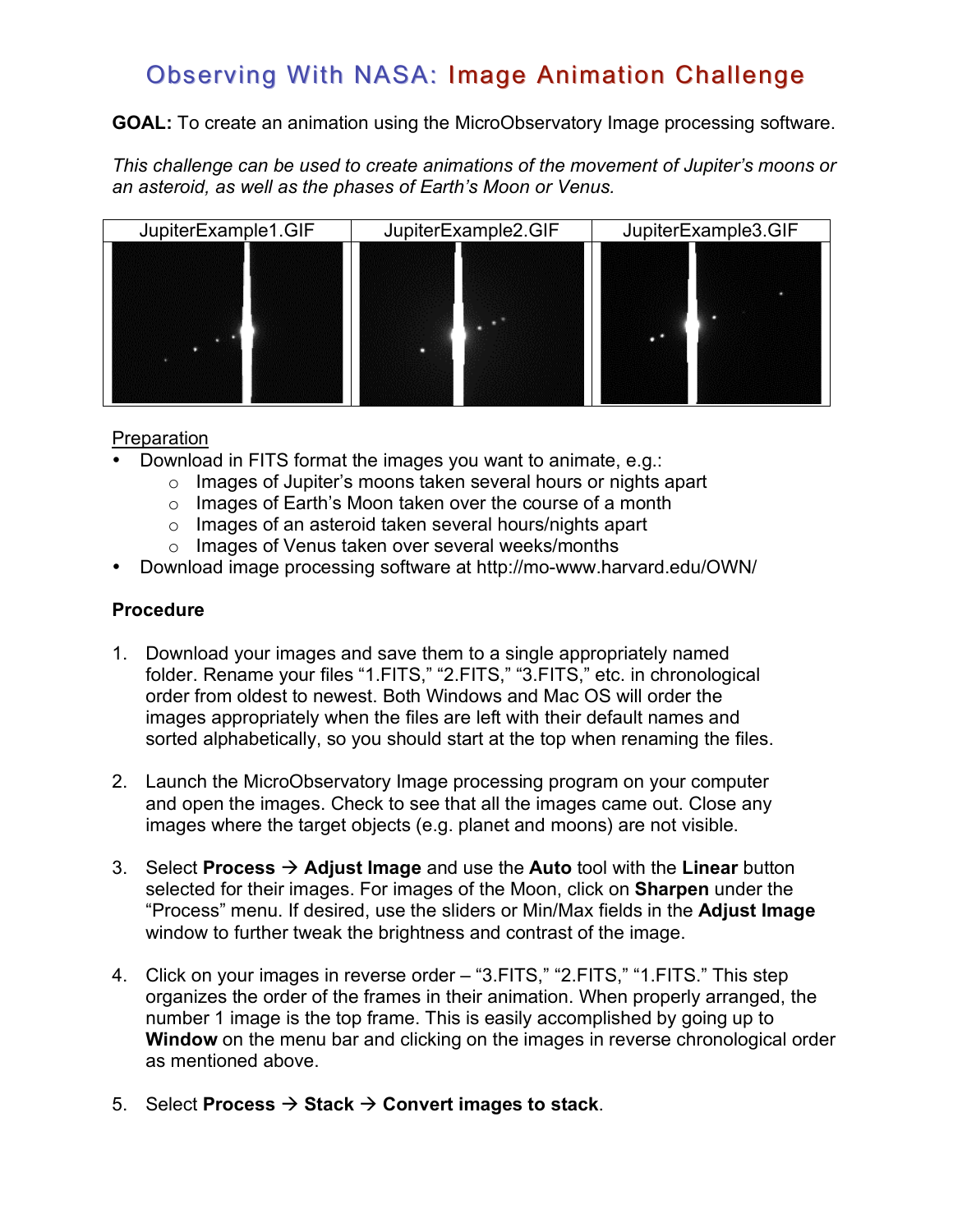# Observing With NASA: Image Animation Challenge

**GOAL:** To create an animation using the MicroObservatory Image processing software.

*This challenge can be used to create animations of the movement of Jupiter's moons or an asteroid, as well as the phases of Earth's Moon or Venus.*

| JupiterExample1.GIF | JupiterExample2.GIF | JupiterExample3.GIF |
| --- | --- | --- |

Preparation

- Download in FITS format the images you want to animate, e.g.:
    - Images of Jupiter's moons taken several hours or nights apart
    - Images of Earth's Moon taken over the course of a month
    - Images of an asteroid taken several hours/nights apart
    - Images of Venus taken over several weeks/months
- Download image processing software at http://mo-www.harvard.edu/OWN/

**Procedure**

1. Download your images and save them to a single appropriately named folder. Rename your files "1.FITS," "2.FITS," "3.FITS," etc. in chronological order from oldest to newest. Both Windows and Mac OS will order the images appropriately when the files are left with their default names and sorted alphabetically, so you should start at the top when renaming the files.

2. Launch the MicroObservatory Image processing program on your computer and open the images. Check to see that all the images came out. Close any images where the target objects (e.g. planet and moons) are not visible.

3. Select **Process** → **Adjust Image** and use the **Auto** tool with the **Linear** button selected for their images. For images of the Moon, click on **Sharpen** under the "Process" menu. If desired, use the sliders or Min/Max fields in the **Adjust Image** window to further tweak the brightness and contrast of the image.

4. Click on your images in reverse order – "3.FITS," "2.FITS," "1.FITS." This step organizes the order of the frames in their animation. When properly arranged, the number 1 image is the top frame. This is easily accomplished by going up to **Window** on the menu bar and clicking on the images in reverse chronological order as mentioned above.

5. Select **Process** → **Stack** → **Convert images to stack**.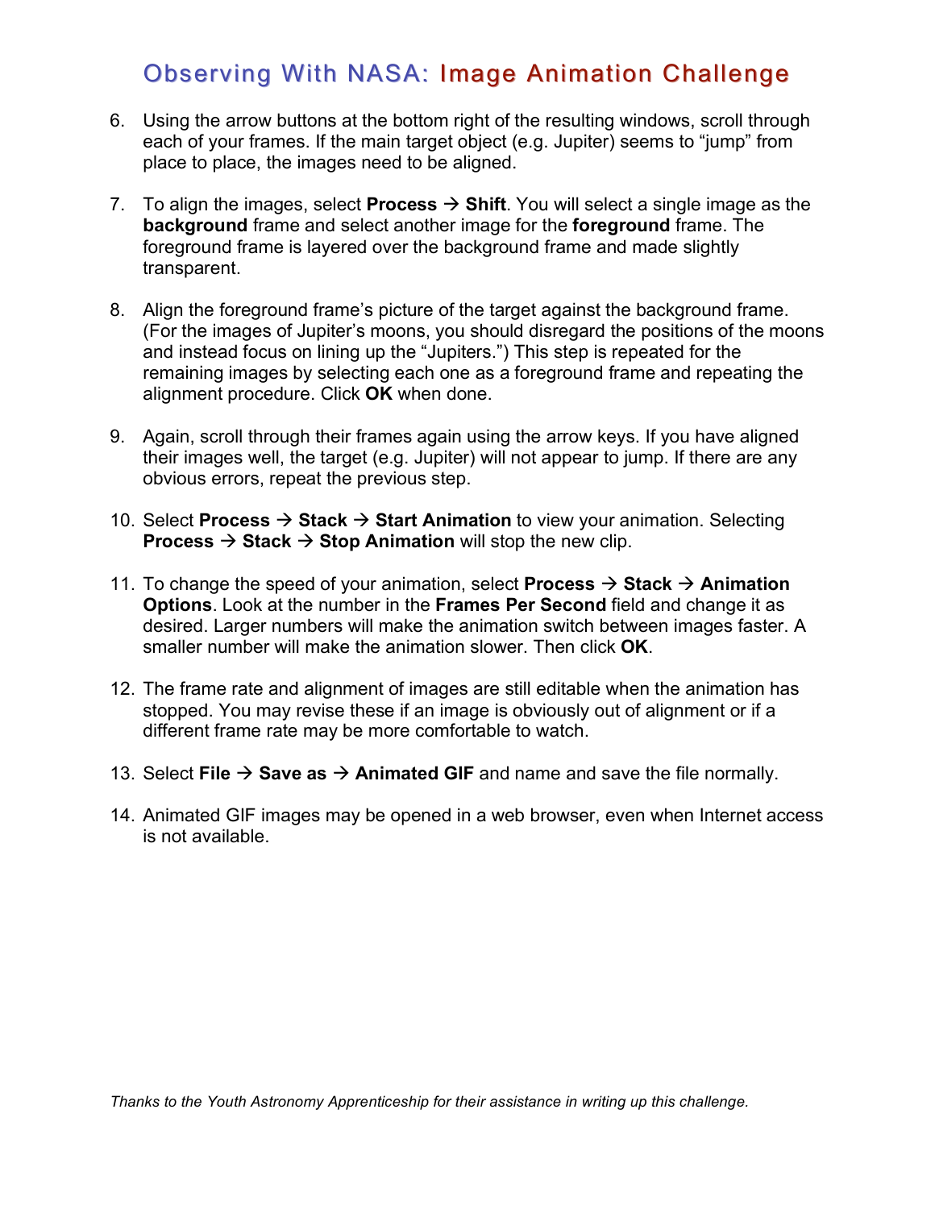# Observing With NASA: Image Animation Challenge

6. Using the arrow buttons at the bottom right of the resulting windows, scroll through each of your frames. If the main target object (e.g. Jupiter) seems to "jump" from place to place, the images need to be aligned.

7. To align the images, select **Process** → **Shift**. You will select a single image as the **background** frame and select another image for the **foreground** frame. The foreground frame is layered over the background frame and made slightly transparent.

8. Align the foreground frame's picture of the target against the background frame. (For the images of Jupiter's moons, you should disregard the positions of the moons and instead focus on lining up the "Jupiters.") This step is repeated for the remaining images by selecting each one as a foreground frame and repeating the alignment procedure. Click **OK** when done.

9. Again, scroll through their frames again using the arrow keys. If you have aligned their images well, the target (e.g. Jupiter) will not appear to jump. If there are any obvious errors, repeat the previous step.

10. Select **Process** → **Stack** → **Start Animation** to view your animation. Selecting **Process** → **Stack** → **Stop Animation** will stop the new clip.

11. To change the speed of your animation, select **Process** → **Stack** → **Animation Options**. Look at the number in the **Frames Per Second** field and change it as desired. Larger numbers will make the animation switch between images faster. A smaller number will make the animation slower. Then click **OK**.

12. The frame rate and alignment of images are still editable when the animation has stopped. You may revise these if an image is obviously out of alignment or if a different frame rate may be more comfortable to watch.

13. Select **File** → **Save as** → **Animated GIF** and name and save the file normally.

14. Animated GIF images may be opened in a web browser, even when Internet access is not available.

*Thanks to the Youth Astronomy Apprenticeship for their assistance in writing up this challenge.*